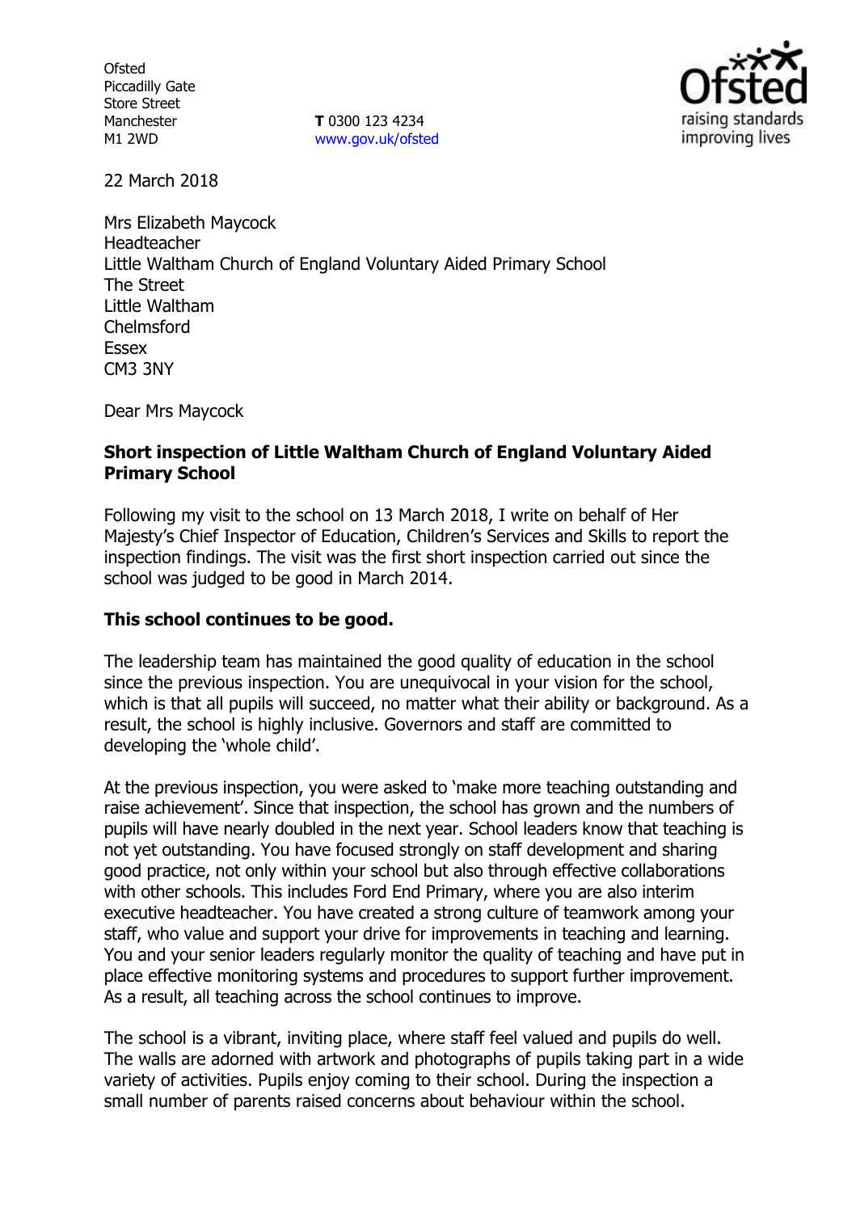Ofsted
Piccadilly Gate
Store Street
Manchester
M1 2WD

**T** 0300 123 4234
www.gov.uk/ofsted

22 March 2018

Mrs Elizabeth Maycock
Headteacher
Little Waltham Church of England Voluntary Aided Primary School
The Street
Little Waltham
Chelmsford
Essex
CM3 3NY

Dear Mrs Maycock

**Short inspection of Little Waltham Church of England Voluntary Aided Primary School**

Following my visit to the school on 13 March 2018, I write on behalf of Her Majesty's Chief Inspector of Education, Children's Services and Skills to report the inspection findings. The visit was the first short inspection carried out since the school was judged to be good in March 2014.

**This school continues to be good.**

The leadership team has maintained the good quality of education in the school since the previous inspection. You are unequivocal in your vision for the school, which is that all pupils will succeed, no matter what their ability or background. As a result, the school is highly inclusive. Governors and staff are committed to developing the 'whole child'.

At the previous inspection, you were asked to 'make more teaching outstanding and raise achievement'. Since that inspection, the school has grown and the numbers of pupils will have nearly doubled in the next year. School leaders know that teaching is not yet outstanding. You have focused strongly on staff development and sharing good practice, not only within your school but also through effective collaborations with other schools. This includes Ford End Primary, where you are also interim executive headteacher. You have created a strong culture of teamwork among your staff, who value and support your drive for improvements in teaching and learning. You and your senior leaders regularly monitor the quality of teaching and have put in place effective monitoring systems and procedures to support further improvement. As a result, all teaching across the school continues to improve.

The school is a vibrant, inviting place, where staff feel valued and pupils do well. The walls are adorned with artwork and photographs of pupils taking part in a wide variety of activities. Pupils enjoy coming to their school. During the inspection a small number of parents raised concerns about behaviour within the school.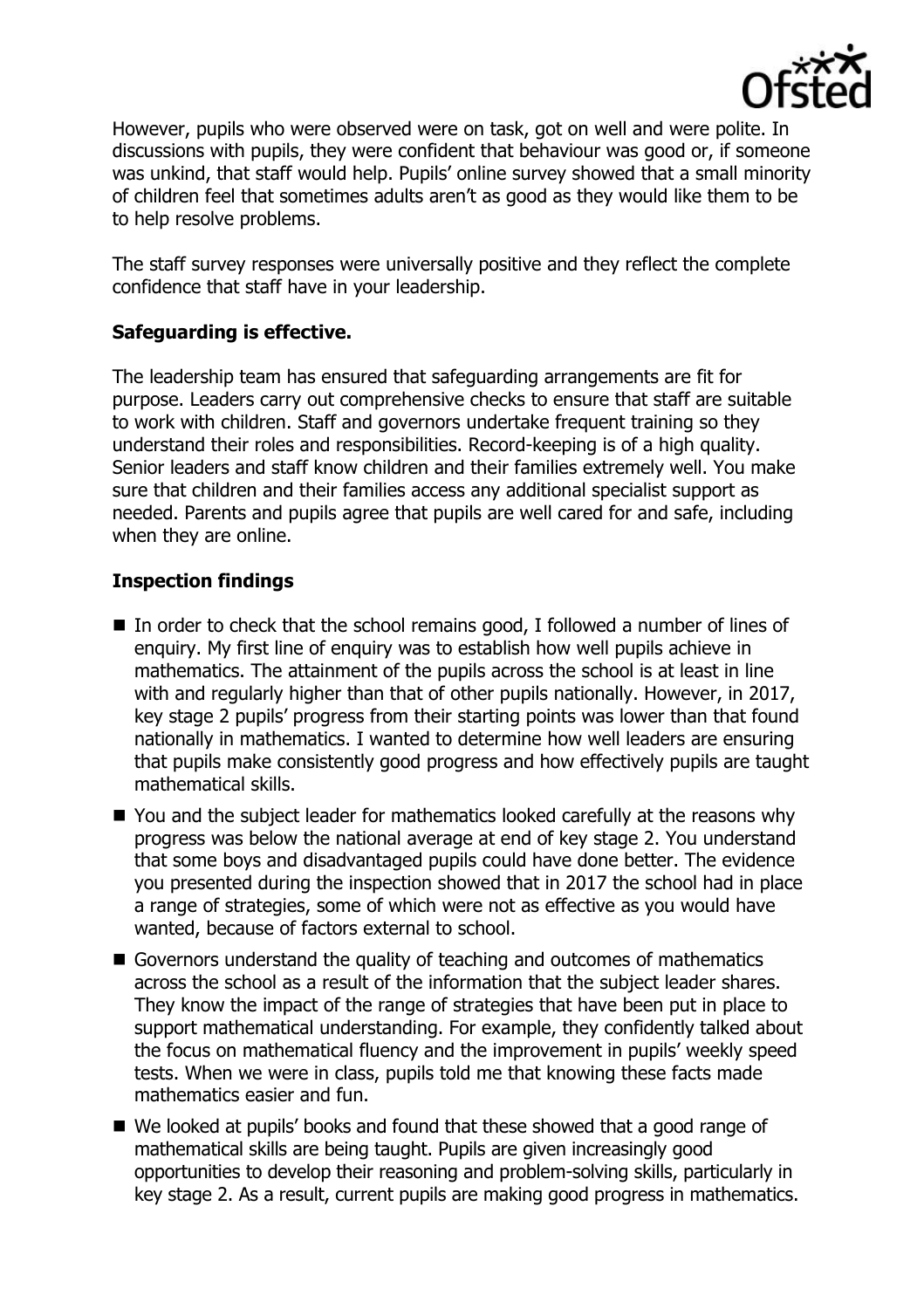However, pupils who were observed were on task, got on well and were polite. In discussions with pupils, they were confident that behaviour was good or, if someone was unkind, that staff would help. Pupils' online survey showed that a small minority of children feel that sometimes adults aren't as good as they would like them to be to help resolve problems.

The staff survey responses were universally positive and they reflect the complete confidence that staff have in your leadership.

## Safeguarding is effective.

The leadership team has ensured that safeguarding arrangements are fit for purpose. Leaders carry out comprehensive checks to ensure that staff are suitable to work with children. Staff and governors undertake frequent training so they understand their roles and responsibilities. Record-keeping is of a high quality. Senior leaders and staff know children and their families extremely well. You make sure that children and their families access any additional specialist support as needed. Parents and pupils agree that pupils are well cared for and safe, including when they are online.

## Inspection findings

- In order to check that the school remains good, I followed a number of lines of enquiry. My first line of enquiry was to establish how well pupils achieve in mathematics. The attainment of the pupils across the school is at least in line with and regularly higher than that of other pupils nationally. However, in 2017, key stage 2 pupils' progress from their starting points was lower than that found nationally in mathematics. I wanted to determine how well leaders are ensuring that pupils make consistently good progress and how effectively pupils are taught mathematical skills.
- You and the subject leader for mathematics looked carefully at the reasons why progress was below the national average at end of key stage 2. You understand that some boys and disadvantaged pupils could have done better. The evidence you presented during the inspection showed that in 2017 the school had in place a range of strategies, some of which were not as effective as you would have wanted, because of factors external to school.
- Governors understand the quality of teaching and outcomes of mathematics across the school as a result of the information that the subject leader shares. They know the impact of the range of strategies that have been put in place to support mathematical understanding. For example, they confidently talked about the focus on mathematical fluency and the improvement in pupils' weekly speed tests. When we were in class, pupils told me that knowing these facts made mathematics easier and fun.
- We looked at pupils' books and found that these showed that a good range of mathematical skills are being taught. Pupils are given increasingly good opportunities to develop their reasoning and problem-solving skills, particularly in key stage 2. As a result, current pupils are making good progress in mathematics.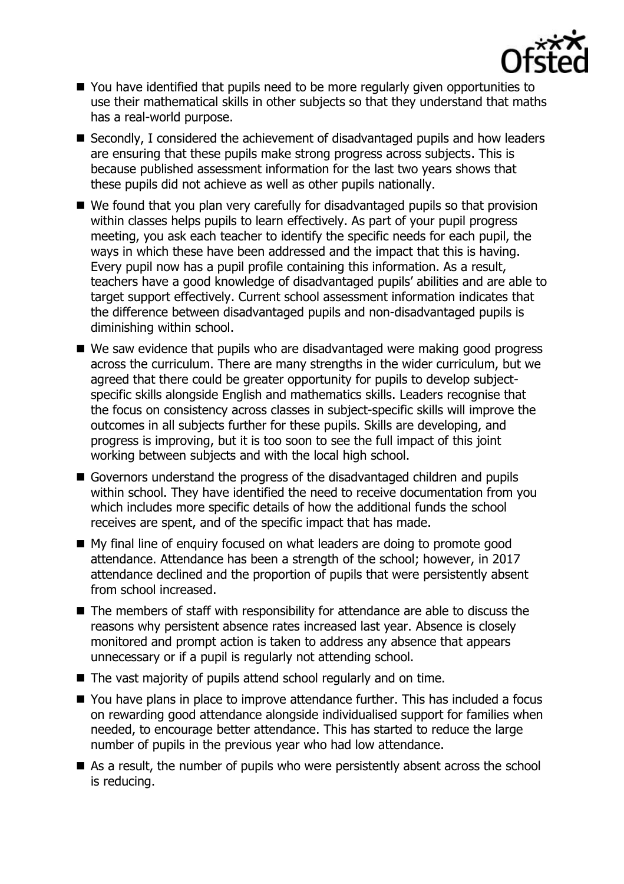- You have identified that pupils need to be more regularly given opportunities to use their mathematical skills in other subjects so that they understand that maths has a real-world purpose.
- Secondly, I considered the achievement of disadvantaged pupils and how leaders are ensuring that these pupils make strong progress across subjects. This is because published assessment information for the last two years shows that these pupils did not achieve as well as other pupils nationally.
- We found that you plan very carefully for disadvantaged pupils so that provision within classes helps pupils to learn effectively. As part of your pupil progress meeting, you ask each teacher to identify the specific needs for each pupil, the ways in which these have been addressed and the impact that this is having. Every pupil now has a pupil profile containing this information. As a result, teachers have a good knowledge of disadvantaged pupils' abilities and are able to target support effectively. Current school assessment information indicates that the difference between disadvantaged pupils and non-disadvantaged pupils is diminishing within school.
- We saw evidence that pupils who are disadvantaged were making good progress across the curriculum. There are many strengths in the wider curriculum, but we agreed that there could be greater opportunity for pupils to develop subject-specific skills alongside English and mathematics skills. Leaders recognise that the focus on consistency across classes in subject-specific skills will improve the outcomes in all subjects further for these pupils. Skills are developing, and progress is improving, but it is too soon to see the full impact of this joint working between subjects and with the local high school.
- Governors understand the progress of the disadvantaged children and pupils within school. They have identified the need to receive documentation from you which includes more specific details of how the additional funds the school receives are spent, and of the specific impact that has made.
- My final line of enquiry focused on what leaders are doing to promote good attendance. Attendance has been a strength of the school; however, in 2017 attendance declined and the proportion of pupils that were persistently absent from school increased.
- The members of staff with responsibility for attendance are able to discuss the reasons why persistent absence rates increased last year. Absence is closely monitored and prompt action is taken to address any absence that appears unnecessary or if a pupil is regularly not attending school.
- The vast majority of pupils attend school regularly and on time.
- You have plans in place to improve attendance further. This has included a focus on rewarding good attendance alongside individualised support for families when needed, to encourage better attendance. This has started to reduce the large number of pupils in the previous year who had low attendance.
- As a result, the number of pupils who were persistently absent across the school is reducing.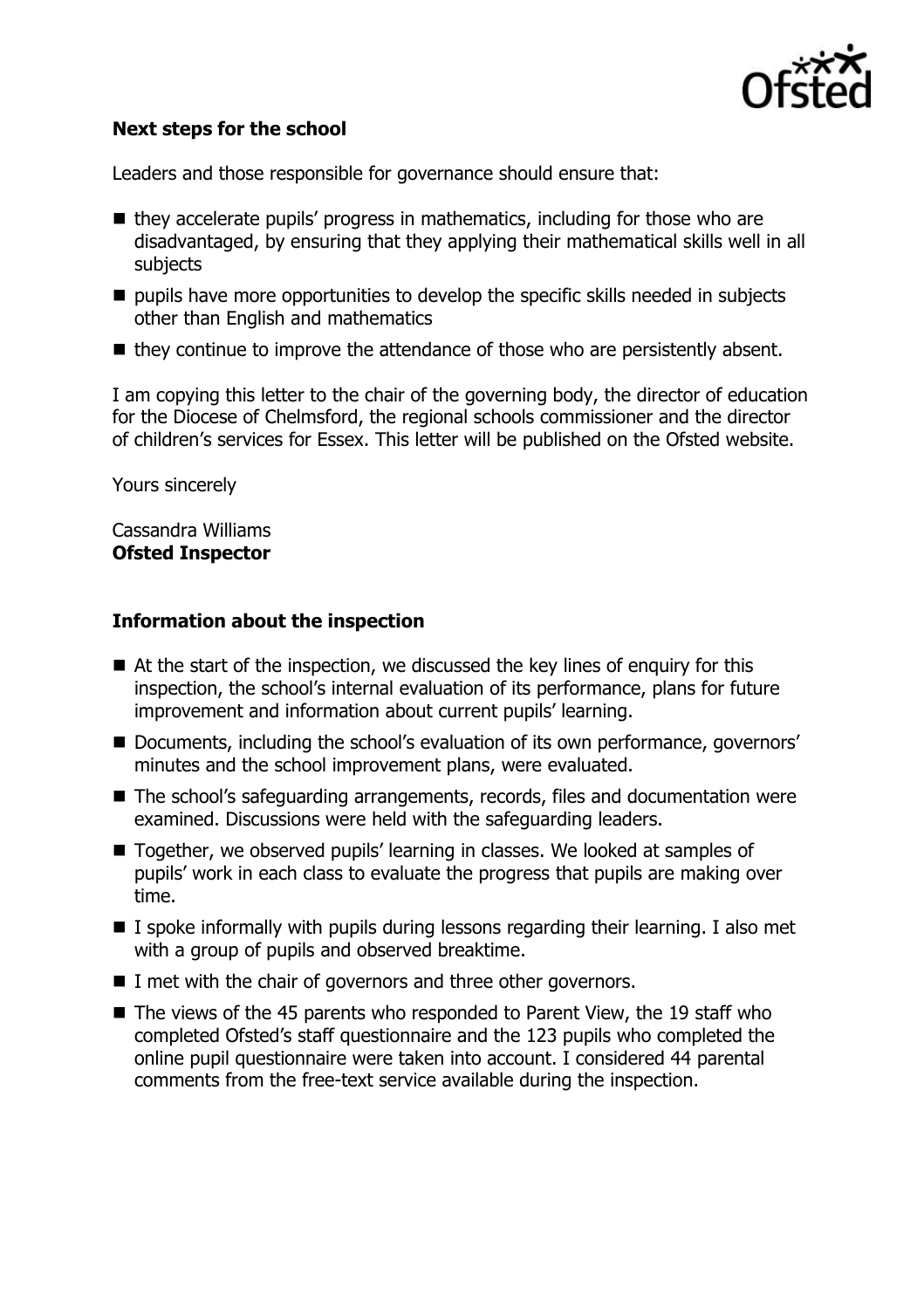### Next steps for the school

Leaders and those responsible for governance should ensure that:

- they accelerate pupils' progress in mathematics, including for those who are disadvantaged, by ensuring that they applying their mathematical skills well in all subjects
- pupils have more opportunities to develop the specific skills needed in subjects other than English and mathematics
- they continue to improve the attendance of those who are persistently absent.

I am copying this letter to the chair of the governing body, the director of education for the Diocese of Chelmsford, the regional schools commissioner and the director of children's services for Essex. This letter will be published on the Ofsted website.

Yours sincerely

Cassandra Williams
**Ofsted Inspector**

### Information about the inspection

- At the start of the inspection, we discussed the key lines of enquiry for this inspection, the school's internal evaluation of its performance, plans for future improvement and information about current pupils' learning.
- Documents, including the school's evaluation of its own performance, governors' minutes and the school improvement plans, were evaluated.
- The school's safeguarding arrangements, records, files and documentation were examined. Discussions were held with the safeguarding leaders.
- Together, we observed pupils' learning in classes. We looked at samples of pupils' work in each class to evaluate the progress that pupils are making over time.
- I spoke informally with pupils during lessons regarding their learning. I also met with a group of pupils and observed breaktime.
- I met with the chair of governors and three other governors.
- The views of the 45 parents who responded to Parent View, the 19 staff who completed Ofsted's staff questionnaire and the 123 pupils who completed the online pupil questionnaire were taken into account. I considered 44 parental comments from the free-text service available during the inspection.